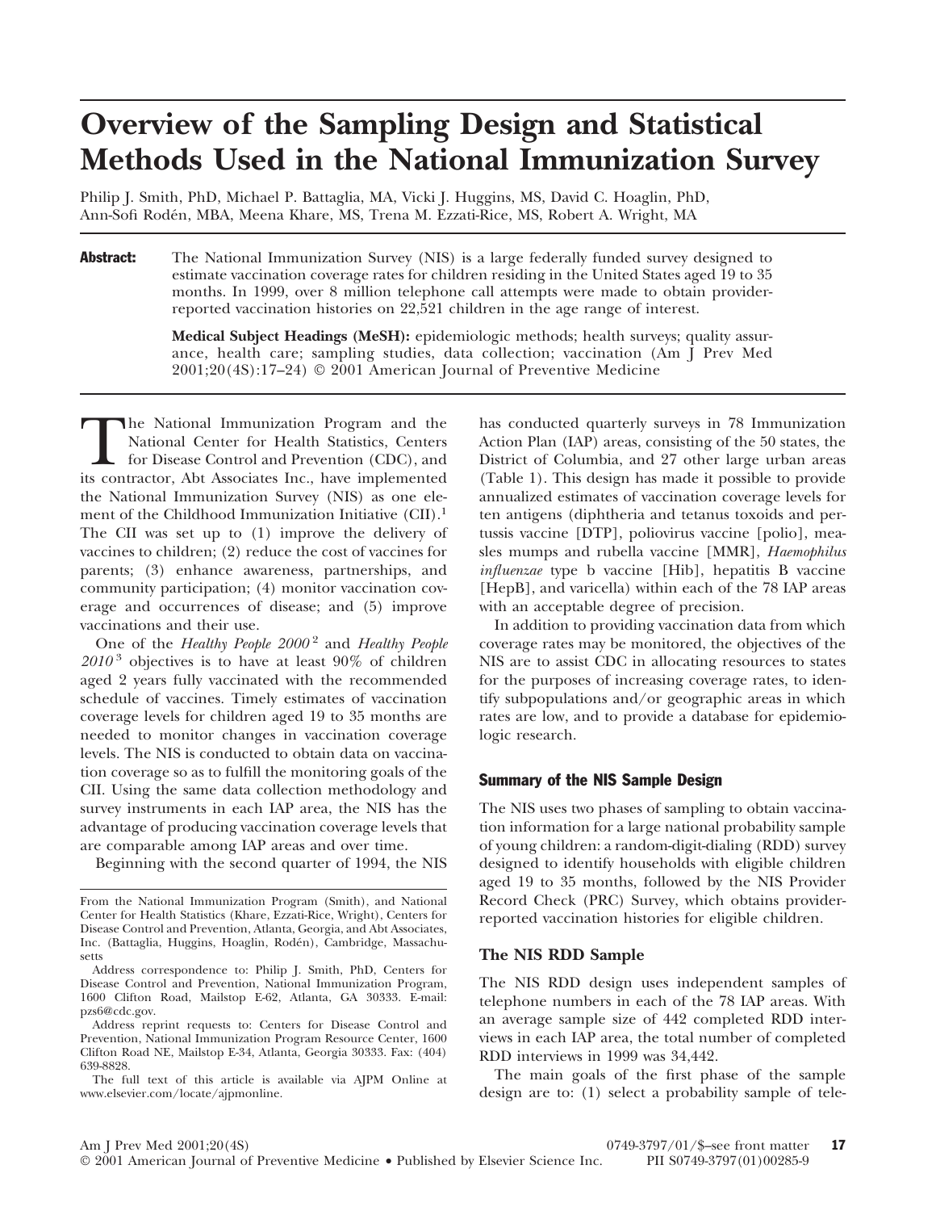# Overview of the Sampling Design and Statistical Methods Used in the National Immunization Survey

Philip J. Smith, PhD, Michael P. Battaglia, MA, Vicki J. Huggins, MS, David C. Hoaglin, PhD, Ann-Sofi Rodén, MBA, Meena Khare, MS, Trena M. Ezzati-Rice, MS, Robert A. Wright, MA

**Abstract:** The National Immunization Survey (NIS) is a large federally funded survey designed to estimate vaccination coverage rates for children residing in the United States aged 19 to 35 months. In 1999, over 8 million telephone call attempts were made to obtain provider-reported vaccination histories on 22,521 children in the age range of interest.

**Medical Subject Headings (MeSH):** epidemiologic methods; health surveys; quality assurance, health care; sampling studies, data collection; vaccination (Am J Prev Med 2001;20(4S):17–24) © 2001 American Journal of Preventive Medicine

The National Immunization Program and the National Center for Health Statistics, Centers for Disease Control and Prevention (CDC), and its contractor, Abt Associates Inc., have implemented the National Immunization Survey (NIS) as one element of the Childhood Immunization Initiative (CII).[1] The CII was set up to (1) improve the delivery of vaccines to children; (2) reduce the cost of vaccines for parents; (3) enhance awareness, partnerships, and community participation; (4) monitor vaccination coverage and occurrences of disease; and (5) improve vaccinations and their use.

One of the *Healthy People 2000*[2] and *Healthy People 2010*[3] objectives is to have at least 90% of children aged 2 years fully vaccinated with the recommended schedule of vaccines. Timely estimates of vaccination coverage levels for children aged 19 to 35 months are needed to monitor changes in vaccination coverage levels. The NIS is conducted to obtain data on vaccination coverage so as to fulfill the monitoring goals of the CII. Using the same data collection methodology and survey instruments in each IAP area, the NIS has the advantage of producing vaccination coverage levels that are comparable among IAP areas and over time.

Beginning with the second quarter of 1994, the NIS has conducted quarterly surveys in 78 Immunization Action Plan (IAP) areas, consisting of the 50 states, the District of Columbia, and 27 other large urban areas (Table 1). This design has made it possible to provide annualized estimates of vaccination coverage levels for ten antigens (diphtheria and tetanus toxoids and pertussis vaccine [DTP], poliovirus vaccine [polio], measles mumps and rubella vaccine [MMR], *Haemophilus influenzae* type b vaccine [Hib], hepatitis B vaccine [HepB], and varicella) within each of the 78 IAP areas with an acceptable degree of precision.

In addition to providing vaccination data from which coverage rates may be monitored, the objectives of the NIS are to assist CDC in allocating resources to states for the purposes of increasing coverage rates, to identify subpopulations and/or geographic areas in which rates are low, and to provide a database for epidemiologic research.

## Summary of the NIS Sample Design

The NIS uses two phases of sampling to obtain vaccination information for a large national probability sample of young children: a random-digit-dialing (RDD) survey designed to identify households with eligible children aged 19 to 35 months, followed by the NIS Provider Record Check (PRC) Survey, which obtains provider-reported vaccination histories for eligible children.

### The NIS RDD Sample

The NIS RDD design uses independent samples of telephone numbers in each of the 78 IAP areas. With an average sample size of 442 completed RDD interviews in each IAP area, the total number of completed RDD interviews in 1999 was 34,442.

The main goals of the first phase of the sample design are to: (1) select a probability sample of tele-

From the National Immunization Program (Smith), and National Center for Health Statistics (Khare, Ezzati-Rice, Wright), Centers for Disease Control and Prevention, Atlanta, Georgia, and Abt Associates, Inc. (Battaglia, Huggins, Hoaglin, Rodén), Cambridge, Massachusetts

Address correspondence to: Philip J. Smith, PhD, Centers for Disease Control and Prevention, National Immunization Program, 1600 Clifton Road, Mailstop E-62, Atlanta, GA 30333. E-mail: pzs6@cdc.gov.

Address reprint requests to: Centers for Disease Control and Prevention, National Immunization Program Resource Center, 1600 Clifton Road NE, Mailstop E-34, Atlanta, Georgia 30333. Fax: (404) 639-8828.

The full text of this article is available via AJPM Online at www.elsevier.com/locate/ajpmonline.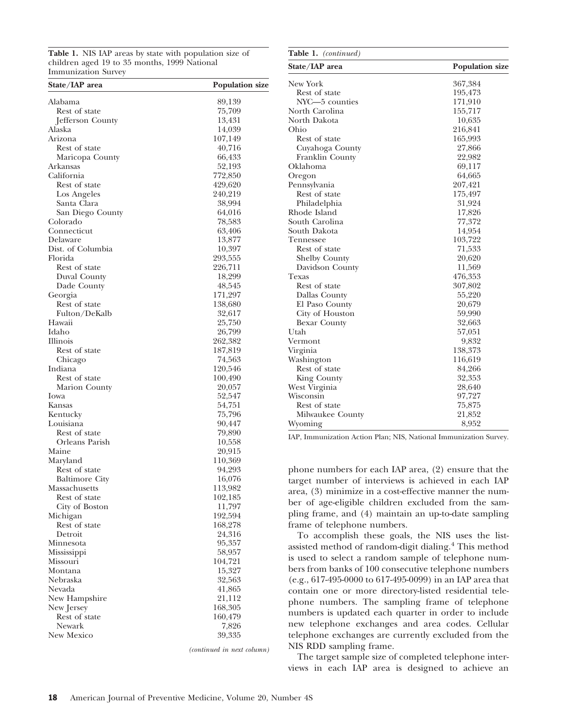**Table 1.** NIS IAP areas by state with population size of children aged 19 to 35 months, 1999 National Immunization Survey

| State/IAP area | Population size |
|---|---|
| Alabama | 89,139 |
| Rest of state | 75,709 |
| Jefferson County | 13,431 |
| Alaska | 14,039 |
| Arizona | 107,149 |
| Rest of state | 40,716 |
| Maricopa County | 66,433 |
| Arkansas | 52,193 |
| California | 772,850 |
| Rest of state | 429,620 |
| Los Angeles | 240,219 |
| Santa Clara | 38,994 |
| San Diego County | 64,016 |
| Colorado | 78,583 |
| Connecticut | 63,406 |
| Delaware | 13,877 |
| Dist. of Columbia | 10,397 |
| Florida | 293,555 |
| Rest of state | 226,711 |
| Duval County | 18,299 |
| Dade County | 48,545 |
| Georgia | 171,297 |
| Rest of state | 138,680 |
| Fulton/DeKalb | 32,617 |
| Hawaii | 25,750 |
| Idaho | 26,799 |
| Illinois | 262,382 |
| Rest of state | 187,819 |
| Chicago | 74,563 |
| Indiana | 120,546 |
| Rest of state | 100,490 |
| Marion County | 20,057 |
| Iowa | 52,547 |
| Kansas | 54,751 |
| Kentucky | 75,796 |
| Louisiana | 90,447 |
| Rest of state | 79,890 |
| Orleans Parish | 10,558 |
| Maine | 20,915 |
| Maryland | 110,369 |
| Rest of state | 94,293 |
| Baltimore City | 16,076 |
| Massachusetts | 113,982 |
| Rest of state | 102,185 |
| City of Boston | 11,797 |
| Michigan | 192,594 |
| Rest of state | 168,278 |
| Detroit | 24,316 |
| Minnesota | 95,357 |
| Mississippi | 58,957 |
| Missouri | 104,721 |
| Montana | 15,327 |
| Nebraska | 32,563 |
| Nevada | 41,865 |
| New Hampshire | 21,112 |
| New Jersey | 168,305 |
| Rest of state | 160,479 |
| Newark | 7,826 |
| New Mexico | 39,335 |
| New York | 367,384 |
| Rest of state | 195,473 |
| NYC—5 counties | 171,910 |
| North Carolina | 155,717 |
| North Dakota | 10,635 |
| Ohio | 216,841 |
| Rest of state | 165,993 |
| Cuyahoga County | 27,866 |
| Franklin County | 22,982 |
| Oklahoma | 69,117 |
| Oregon | 64,665 |
| Pennsylvania | 207,421 |
| Rest of state | 175,497 |
| Philadelphia | 31,924 |
| Rhode Island | 17,826 |
| South Carolina | 77,372 |
| South Dakota | 14,954 |
| Tennessee | 103,722 |
| Rest of state | 71,533 |
| Shelby County | 20,620 |
| Davidson County | 11,569 |
| Texas | 476,353 |
| Rest of state | 307,802 |
| Dallas County | 55,220 |
| El Paso County | 20,679 |
| City of Houston | 59,990 |
| Bexar County | 32,663 |
| Utah | 57,051 |
| Vermont | 9,832 |
| Virginia | 138,373 |
| Washington | 116,619 |
| Rest of state | 84,266 |
| King County | 32,353 |
| West Virginia | 28,640 |
| Wisconsin | 97,727 |
| Rest of state | 75,875 |
| Milwaukee County | 21,852 |
| Wyoming | 8,952 |

IAP, Immunization Action Plan; NIS, National Immunization Survey.

phone numbers for each IAP area, (2) ensure that the target number of interviews is achieved in each IAP area, (3) minimize in a cost-effective manner the number of age-eligible children excluded from the sampling frame, and (4) maintain an up-to-date sampling frame of telephone numbers.

To accomplish these goals, the NIS uses the list-assisted method of random-digit dialing.[4] This method is used to select a random sample of telephone numbers from banks of 100 consecutive telephone numbers (e.g., 617-495-0000 to 617-495-0099) in an IAP area that contain one or more directory-listed residential telephone numbers. The sampling frame of telephone numbers is updated each quarter in order to include new telephone exchanges and area codes. Cellular telephone exchanges are currently excluded from the NIS RDD sampling frame.

The target sample size of completed telephone interviews in each IAP area is designed to achieve an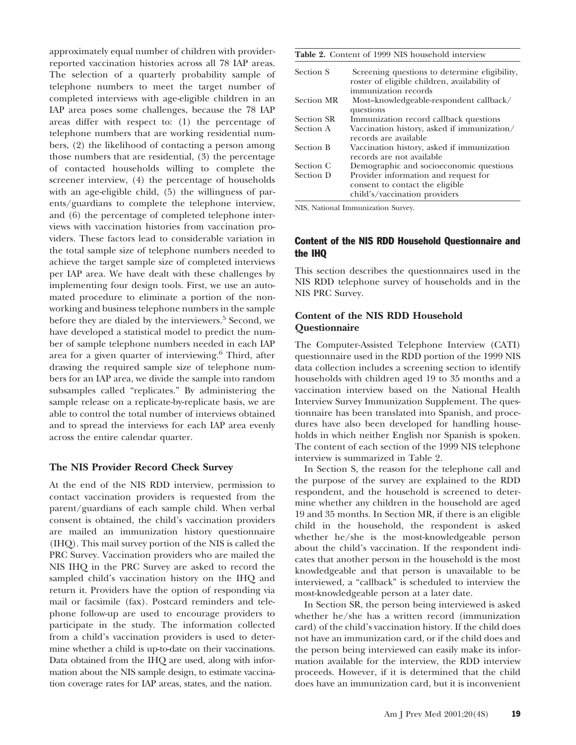approximately equal number of children with provider-reported vaccination histories across all 78 IAP areas. The selection of a quarterly probability sample of telephone numbers to meet the target number of completed interviews with age-eligible children in an IAP area poses some challenges, because the 78 IAP areas differ with respect to: (1) the percentage of telephone numbers that are working residential numbers, (2) the likelihood of contacting a person among those numbers that are residential, (3) the percentage of contacted households willing to complete the screener interview, (4) the percentage of households with an age-eligible child, (5) the willingness of parents/guardians to complete the telephone interview, and (6) the percentage of completed telephone interviews with vaccination histories from vaccination providers. These factors lead to considerable variation in the total sample size of telephone numbers needed to achieve the target sample size of completed interviews per IAP area. We have dealt with these challenges by implementing four design tools. First, we use an automated procedure to eliminate a portion of the nonworking and business telephone numbers in the sample before they are dialed by the interviewers.[5] Second, we have developed a statistical model to predict the number of sample telephone numbers needed in each IAP area for a given quarter of interviewing.[6] Third, after drawing the required sample size of telephone numbers for an IAP area, we divide the sample into random subsamples called "replicates." By administering the sample release on a replicate-by-replicate basis, we are able to control the total number of interviews obtained and to spread the interviews for each IAP area evenly across the entire calendar quarter.

### The NIS Provider Record Check Survey

At the end of the NIS RDD interview, permission to contact vaccination providers is requested from the parent/guardians of each sample child. When verbal consent is obtained, the child's vaccination providers are mailed an immunization history questionnaire (IHQ). This mail survey portion of the NIS is called the PRC Survey. Vaccination providers who are mailed the NIS IHQ in the PRC Survey are asked to record the sampled child's vaccination history on the IHQ and return it. Providers have the option of responding via mail or facsimile (fax). Postcard reminders and telephone follow-up are used to encourage providers to participate in the study. The information collected from a child's vaccination providers is used to determine whether a child is up-to-date on their vaccinations. Data obtained from the IHQ are used, along with information about the NIS sample design, to estimate vaccination coverage rates for IAP areas, states, and the nation.

**Table 2.** Content of 1999 NIS household interview

| | |
|---|---|
| Section S | Screening questions to determine eligibility, roster of eligible children, availability of immunization records |
| Section MR | Most–knowledgeable-respondent callback/questions |
| Section SR | Immunization record callback questions |
| Section A | Vaccination history, asked if immunization/records are available |
| Section B | Vaccination history, asked if immunization records are not available |
| Section C | Demographic and socioeconomic questions |
| Section D | Provider information and request for consent to contact the eligible child's/vaccination providers |

NIS, National Immunization Survey.

## Content of the NIS RDD Household Questionnaire and the IHQ

This section describes the questionnaires used in the NIS RDD telephone survey of households and in the NIS PRC Survey.

### Content of the NIS RDD Household Questionnaire

The Computer-Assisted Telephone Interview (CATI) questionnaire used in the RDD portion of the 1999 NIS data collection includes a screening section to identify households with children aged 19 to 35 months and a vaccination interview based on the National Health Interview Survey Immunization Supplement. The questionnaire has been translated into Spanish, and procedures have also been developed for handling households in which neither English nor Spanish is spoken. The content of each section of the 1999 NIS telephone interview is summarized in Table 2.

In Section S, the reason for the telephone call and the purpose of the survey are explained to the RDD respondent, and the household is screened to determine whether any children in the household are aged 19 and 35 months. In Section MR, if there is an eligible child in the household, the respondent is asked whether he/she is the most-knowledgeable person about the child's vaccination. If the respondent indicates that another person in the household is the most knowledgeable and that person is unavailable to be interviewed, a "callback" is scheduled to interview the most-knowledgeable person at a later date.

In Section SR, the person being interviewed is asked whether he/she has a written record (immunization card) of the child's vaccination history. If the child does not have an immunization card, or if the child does and the person being interviewed can easily make its information available for the interview, the RDD interview proceeds. However, if it is determined that the child does have an immunization card, but it is inconvenient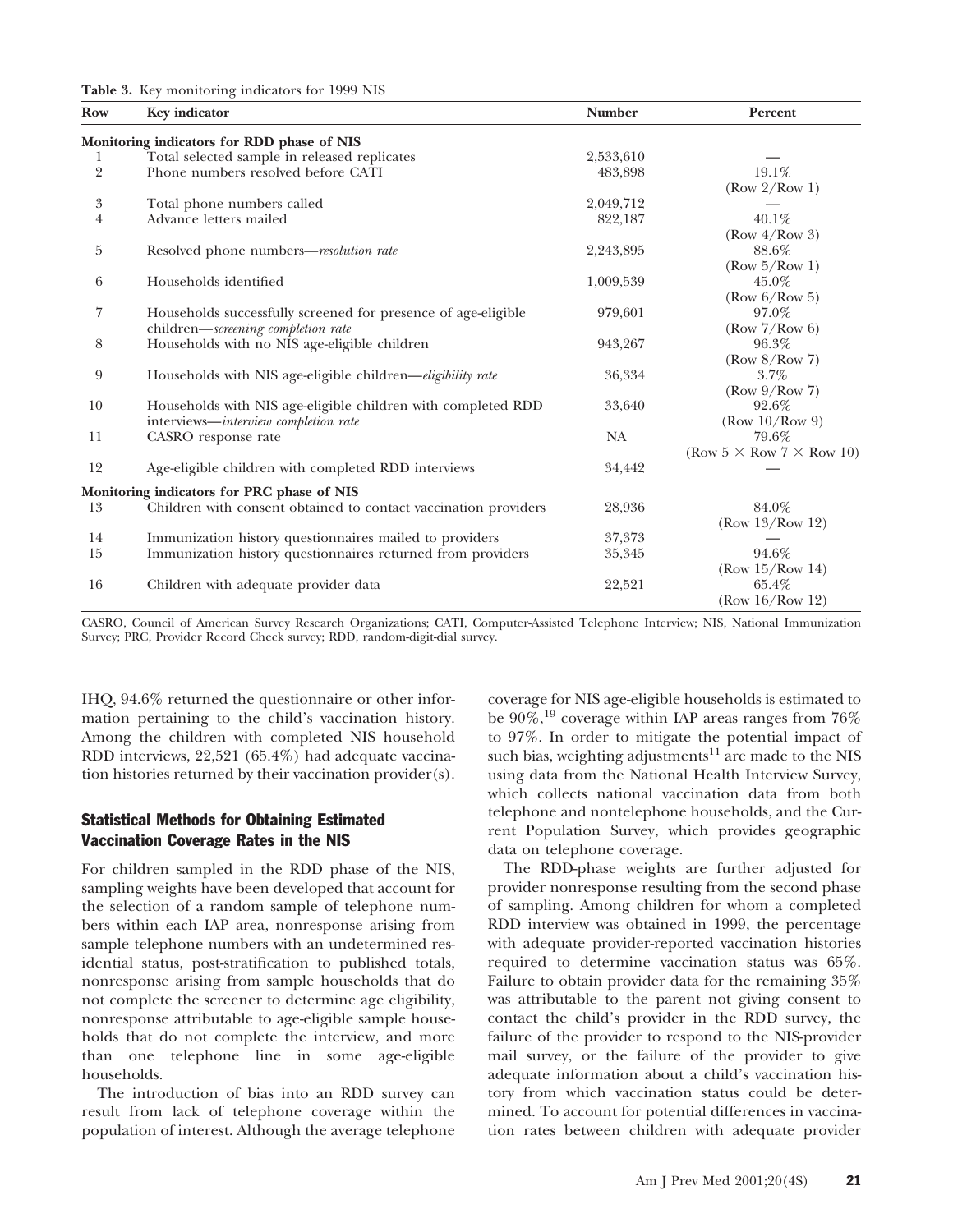**Table 3.** Key monitoring indicators for 1999 NIS

| Row | Key indicator | Number | Percent |
|---|---|---|---|
| **Monitoring indicators for RDD phase of NIS** | | | |
| 1 | Total selected sample in released replicates | 2,533,610 | — |
| 2 | Phone numbers resolved before CATI | 483,898 | 19.1% (Row 2/Row 1) |
| 3 | Total phone numbers called | 2,049,712 | — |
| 4 | Advance letters mailed | 822,187 | 40.1% (Row 4/Row 3) |
| 5 | Resolved phone numbers—*resolution rate* | 2,243,895 | 88.6% (Row 5/Row 1) |
| 6 | Households identified | 1,009,539 | 45.0% (Row 6/Row 5) |
| 7 | Households successfully screened for presence of age-eligible children—*screening completion rate* | 979,601 | 97.0% (Row 7/Row 6) |
| 8 | Households with no NIS age-eligible children | 943,267 | 96.3% (Row 8/Row 7) |
| 9 | Households with NIS age-eligible children—*eligibility rate* | 36,334 | 3.7% (Row 9/Row 7) |
| 10 | Households with NIS age-eligible children with completed RDD interviews—*interview completion rate* | 33,640 | 92.6% (Row 10/Row 9) |
| 11 | CASRO response rate | NA | 79.6% (Row 5 $\times$ Row 7 $\times$ Row 10) |
| 12 | Age-eligible children with completed RDD interviews | 34,442 | — |
| **Monitoring indicators for PRC phase of NIS** | | | |
| 13 | Children with consent obtained to contact vaccination providers | 28,936 | 84.0% (Row 13/Row 12) |
| 14 | Immunization history questionnaires mailed to providers | 37,373 | — |
| 15 | Immunization history questionnaires returned from providers | 35,345 | 94.6% (Row 15/Row 14) |
| 16 | Children with adequate provider data | 22,521 | 65.4% (Row 16/Row 12) |

CASRO, Council of American Survey Research Organizations; CATI, Computer-Assisted Telephone Interview; NIS, National Immunization Survey; PRC, Provider Record Check survey; RDD, random-digit-dial survey.

IHQ, 94.6% returned the questionnaire or other information pertaining to the child's vaccination history. Among the children with completed NIS household RDD interviews, 22,521 (65.4%) had adequate vaccination histories returned by their vaccination provider(s).

## Statistical Methods for Obtaining Estimated Vaccination Coverage Rates in the NIS

For children sampled in the RDD phase of the NIS, sampling weights have been developed that account for the selection of a random sample of telephone numbers within each IAP area, nonresponse arising from sample telephone numbers with an undetermined residential status, post-stratification to published totals, nonresponse arising from sample households that do not complete the screener to determine age eligibility, nonresponse attributable to age-eligible sample households that do not complete the interview, and more than one telephone line in some age-eligible households.

The introduction of bias into an RDD survey can result from lack of telephone coverage within the population of interest. Although the average telephone coverage for NIS age-eligible households is estimated to be 90%,[19] coverage within IAP areas ranges from 76% to 97%. In order to mitigate the potential impact of such bias, weighting adjustments[11] are made to the NIS using data from the National Health Interview Survey, which collects national vaccination data from both telephone and nontelephone households, and the Current Population Survey, which provides geographic data on telephone coverage.

The RDD-phase weights are further adjusted for provider nonresponse resulting from the second phase of sampling. Among children for whom a completed RDD interview was obtained in 1999, the percentage with adequate provider-reported vaccination histories required to determine vaccination status was 65%. Failure to obtain provider data for the remaining 35% was attributable to the parent not giving consent to contact the child's provider in the RDD survey, the failure of the provider to respond to the NIS-provider mail survey, or the failure of the provider to give adequate information about a child's vaccination history from which vaccination status could be determined. To account for potential differences in vaccination rates between children with adequate provider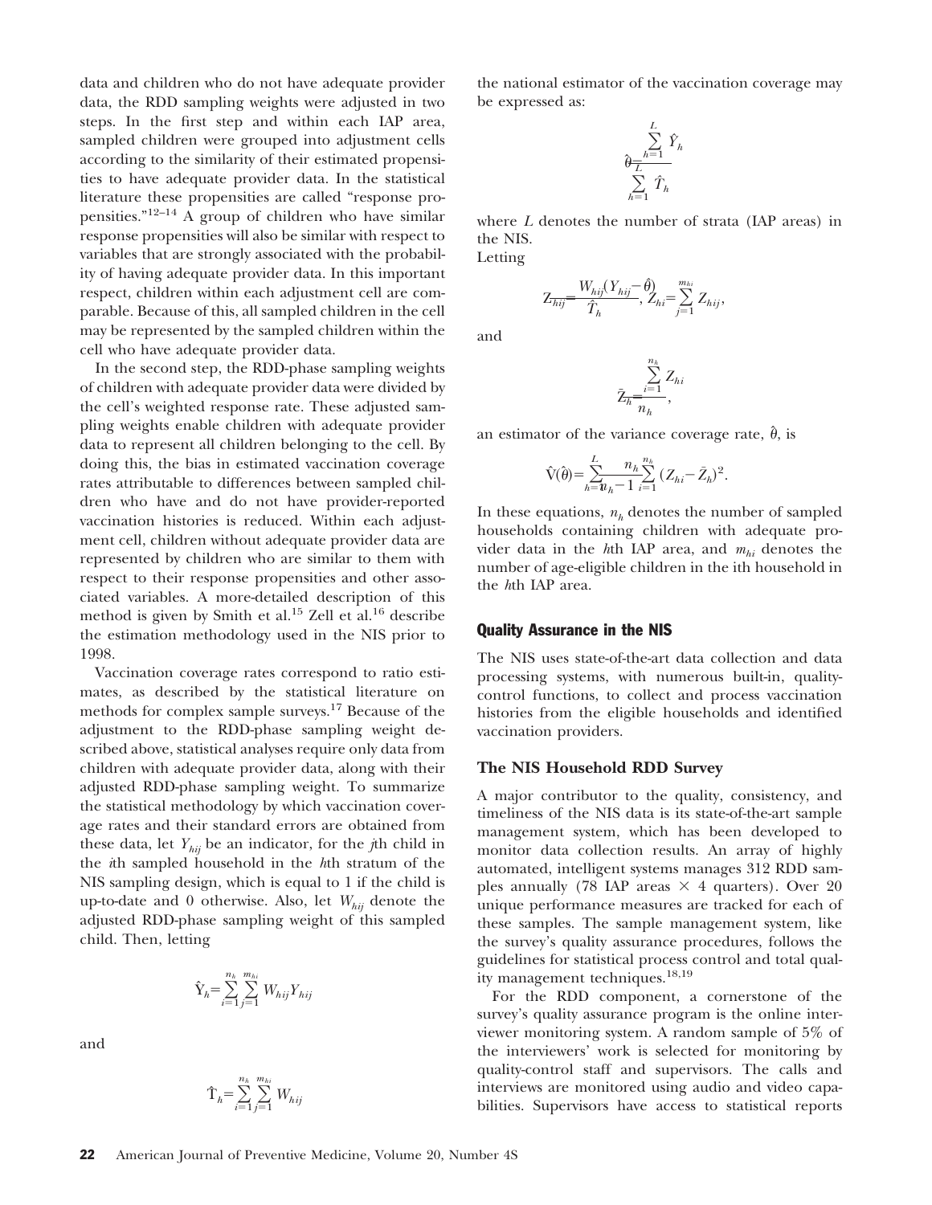data and children who do not have adequate provider data, the RDD sampling weights were adjusted in two steps. In the first step and within each IAP area, sampled children were grouped into adjustment cells according to the similarity of their estimated propensities to have adequate provider data. In the statistical literature these propensities are called "response propensities."[12–14] A group of children who have similar response propensities will also be similar with respect to variables that are strongly associated with the probability of having adequate provider data. In this important respect, children within each adjustment cell are comparable. Because of this, all sampled children in the cell may be represented by the sampled children within the cell who have adequate provider data.

In the second step, the RDD-phase sampling weights of children with adequate provider data were divided by the cell's weighted response rate. These adjusted sampling weights enable children with adequate provider data to represent all children belonging to the cell. By doing this, the bias in estimated vaccination coverage rates attributable to differences between sampled children who have and do not have provider-reported vaccination histories is reduced. Within each adjustment cell, children without adequate provider data are represented by children who are similar to them with respect to their response propensities and other associated variables. A more-detailed description of this method is given by Smith et al.[15] Zell et al.[16] describe the estimation methodology used in the NIS prior to 1998.

Vaccination coverage rates correspond to ratio estimates, as described by the statistical literature on methods for complex sample surveys.[17] Because of the adjustment to the RDD-phase sampling weight described above, statistical analyses require only data from children with adequate provider data, along with their adjusted RDD-phase sampling weight. To summarize the statistical methodology by which vaccination coverage rates and their standard errors are obtained from these data, let $Y_{hij}$ be an indicator, for the $j$th child in the $i$th sampled household in the $h$th stratum of the NIS sampling design, which is equal to 1 if the child is up-to-date and 0 otherwise. Also, let $W_{hij}$ denote the adjusted RDD-phase sampling weight of this sampled child. Then, letting

$$\hat{Y}_h = \sum_{i=1}^{n_h} \sum_{j=1}^{m_{hi}} W_{hij} Y_{hij}$$

and

$$\hat{T}_h = \sum_{i=1}^{n_h} \sum_{j=1}^{m_{hi}} W_{hij}$$

the national estimator of the vaccination coverage may be expressed as:

$$\hat{\theta} = \frac{\sum_{h=1}^{L} \hat{Y}_h}{\sum_{h=1}^{L} \hat{T}_h}$$

where $L$ denotes the number of strata (IAP areas) in the NIS.

Letting

$$Z_{hij} = \frac{W_{hij}(Y_{hij} - \hat{\theta})}{\hat{T}_h}, \quad Z_{hi} = \sum_{j=1}^{m_{hi}} Z_{hij},$$

and

$$\bar{Z}_h = \frac{\sum_{i=1}^{n_h} Z_{hi}}{n_h},$$

an estimator of the variance coverage rate, $\hat{\theta}$, is

$$\hat{V}(\hat{\theta}) = \sum_{h=1}^{L} \frac{n_h}{n_h - 1} \sum_{i=1}^{n_h} (Z_{hi} - \bar{Z}_h)^2.$$

In these equations, $n_h$ denotes the number of sampled households containing children with adequate provider data in the $h$th IAP area, and $m_{hi}$ denotes the number of age-eligible children in the ith household in the $h$th IAP area.

## Quality Assurance in the NIS

The NIS uses state-of-the-art data collection and data processing systems, with numerous built-in, quality-control functions, to collect and process vaccination histories from the eligible households and identified vaccination providers.

### The NIS Household RDD Survey

A major contributor to the quality, consistency, and timeliness of the NIS data is its state-of-the-art sample management system, which has been developed to monitor data collection results. An array of highly automated, intelligent systems manages 312 RDD samples annually (78 IAP areas × 4 quarters). Over 20 unique performance measures are tracked for each of these samples. The sample management system, like the survey's quality assurance procedures, follows the guidelines for statistical process control and total quality management techniques.[18,19]

For the RDD component, a cornerstone of the survey's quality assurance program is the online interviewer monitoring system. A random sample of 5% of the interviewers' work is selected for monitoring by quality-control staff and supervisors. The calls and interviews are monitored using audio and video capabilities. Supervisors have access to statistical reports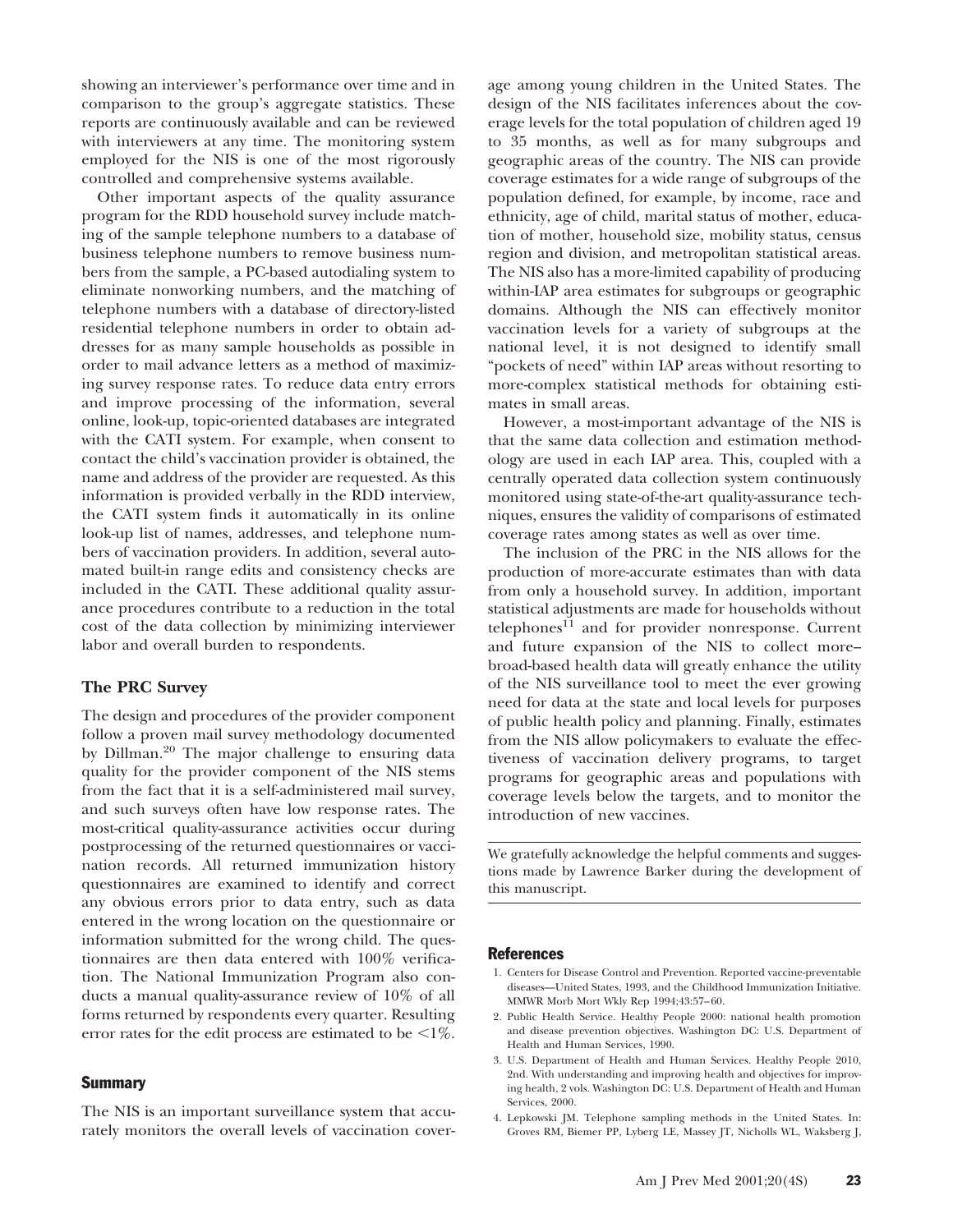showing an interviewer's performance over time and in comparison to the group's aggregate statistics. These reports are continuously available and can be reviewed with interviewers at any time. The monitoring system employed for the NIS is one of the most rigorously controlled and comprehensive systems available.

Other important aspects of the quality assurance program for the RDD household survey include matching of the sample telephone numbers to a database of business telephone numbers to remove business numbers from the sample, a PC-based autodialing system to eliminate nonworking numbers, and the matching of telephone numbers with a database of directory-listed residential telephone numbers in order to obtain addresses for as many sample households as possible in order to mail advance letters as a method of maximizing survey response rates. To reduce data entry errors and improve processing of the information, several online, look-up, topic-oriented databases are integrated with the CATI system. For example, when consent to contact the child's vaccination provider is obtained, the name and address of the provider are requested. As this information is provided verbally in the RDD interview, the CATI system finds it automatically in its online look-up list of names, addresses, and telephone numbers of vaccination providers. In addition, several automated built-in range edits and consistency checks are included in the CATI. These additional quality assurance procedures contribute to a reduction in the total cost of the data collection by minimizing interviewer labor and overall burden to respondents.

### The PRC Survey

The design and procedures of the provider component follow a proven mail survey methodology documented by Dillman.[20] The major challenge to ensuring data quality for the provider component of the NIS stems from the fact that it is a self-administered mail survey, and such surveys often have low response rates. The most-critical quality-assurance activities occur during postprocessing of the returned questionnaires or vaccination records. All returned immunization history questionnaires are examined to identify and correct any obvious errors prior to data entry, such as data entered in the wrong location on the questionnaire or information submitted for the wrong child. The questionnaires are then data entered with 100% verification. The National Immunization Program also conducts a manual quality-assurance review of 10% of all forms returned by respondents every quarter. Resulting error rates for the edit process are estimated to be <1%.

## Summary

The NIS is an important surveillance system that accurately monitors the overall levels of vaccination coverage among young children in the United States. The design of the NIS facilitates inferences about the coverage levels for the total population of children aged 19 to 35 months, as well as for many subgroups and geographic areas of the country. The NIS can provide coverage estimates for a wide range of subgroups of the population defined, for example, by income, race and ethnicity, age of child, marital status of mother, education of mother, household size, mobility status, census region and division, and metropolitan statistical areas. The NIS also has a more-limited capability of producing within-IAP area estimates for subgroups or geographic domains. Although the NIS can effectively monitor vaccination levels for a variety of subgroups at the national level, it is not designed to identify small "pockets of need" within IAP areas without resorting to more-complex statistical methods for obtaining estimates in small areas.

However, a most-important advantage of the NIS is that the same data collection and estimation methodology are used in each IAP area. This, coupled with a centrally operated data collection system continuously monitored using state-of-the-art quality-assurance techniques, ensures the validity of comparisons of estimated coverage rates among states as well as over time.

The inclusion of the PRC in the NIS allows for the production of more-accurate estimates than with data from only a household survey. In addition, important statistical adjustments are made for households without telephones[11] and for provider nonresponse. Current and future expansion of the NIS to collect more–broad-based health data will greatly enhance the utility of the NIS surveillance tool to meet the ever growing need for data at the state and local levels for purposes of public health policy and planning. Finally, estimates from the NIS allow policymakers to evaluate the effectiveness of vaccination delivery programs, to target programs for geographic areas and populations with coverage levels below the targets, and to monitor the introduction of new vaccines.

---

We gratefully acknowledge the helpful comments and suggestions made by Lawrence Barker during the development of this manuscript.

---

## References

1. Centers for Disease Control and Prevention. Reported vaccine-preventable diseases—United States, 1993, and the Childhood Immunization Initiative. MMWR Morb Mort Wkly Rep 1994;43:57–60.
2. Public Health Service. Healthy People 2000: national health promotion and disease prevention objectives. Washington DC: U.S. Department of Health and Human Services, 1990.
3. U.S. Department of Health and Human Services. Healthy People 2010, 2nd. With understanding and improving health and objectives for improving health, 2 vols. Washington DC: U.S. Department of Health and Human Services, 2000.
4. Lepkowski JM. Telephone sampling methods in the United States. In: Groves RM, Biemer PP, Lyberg LE, Massey JT, Nicholls WL, Waksberg J,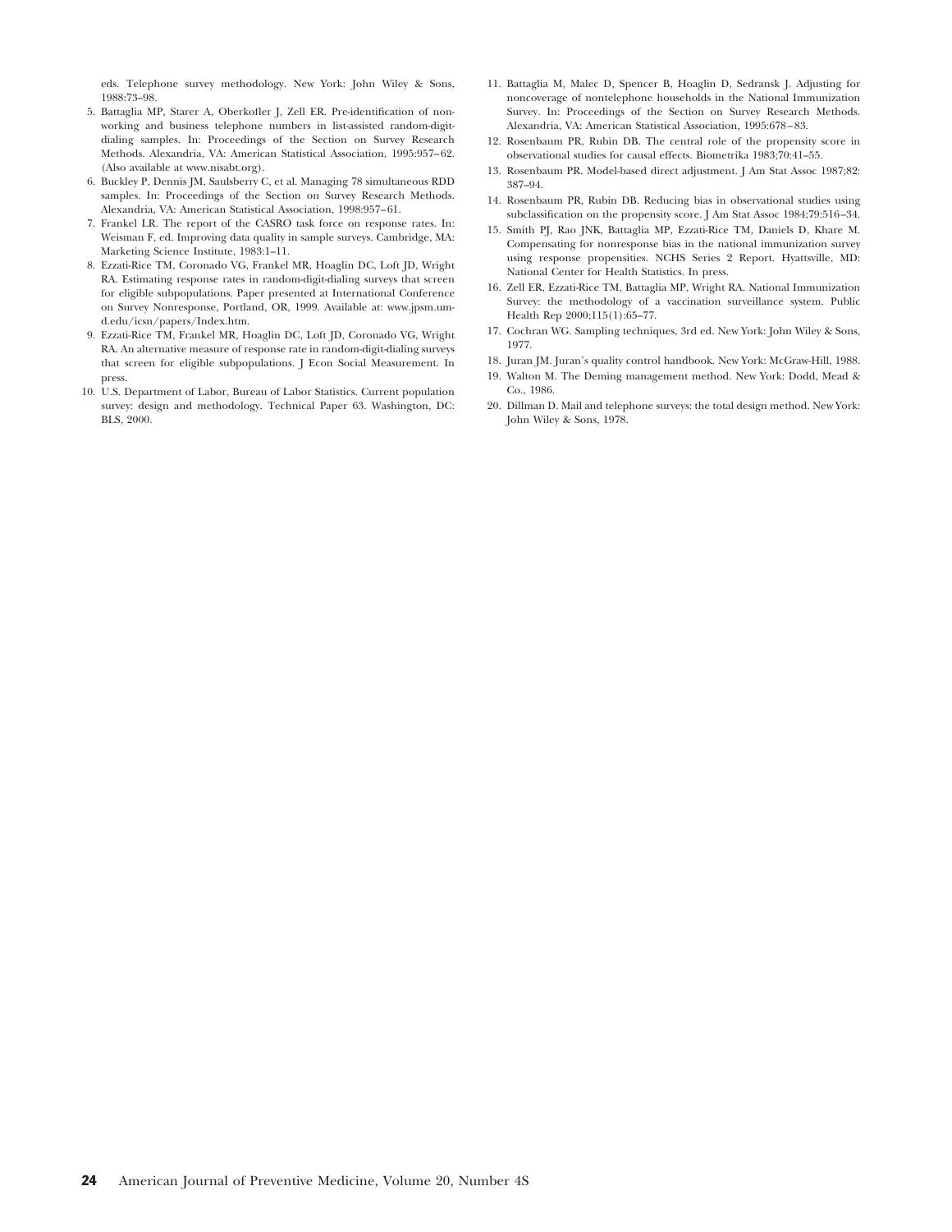eds. Telephone survey methodology. New York: John Wiley & Sons, 1988:73–98.

5. Battaglia MP, Starer A, Oberkofler J, Zell ER. Pre-identification of nonworking and business telephone numbers in list-assisted random-digit-dialing samples. In: Proceedings of the Section on Survey Research Methods. Alexandria, VA: American Statistical Association, 1995:957–62. (Also available at www.nisabt.org).
6. Buckley P, Dennis JM, Saulsberry C, et al. Managing 78 simultaneous RDD samples. In: Proceedings of the Section on Survey Research Methods. Alexandria, VA: American Statistical Association, 1998:957–61.
7. Frankel LR. The report of the CASRO task force on response rates. In: Weisman F, ed. Improving data quality in sample surveys. Cambridge, MA: Marketing Science Institute, 1983:1–11.
8. Ezzati-Rice TM, Coronado VG, Frankel MR, Hoaglin DC, Loft JD, Wright RA. Estimating response rates in random-digit-dialing surveys that screen for eligible subpopulations. Paper presented at International Conference on Survey Nonresponse, Portland, OR, 1999. Available at: www.jpsm.umd.edu/icsn/papers/Index.htm.
9. Ezzati-Rice TM, Frankel MR, Hoaglin DC, Loft JD, Coronado VG, Wright RA. An alternative measure of response rate in random-digit-dialing surveys that screen for eligible subpopulations. J Econ Social Measurement. In press.
10. U.S. Department of Labor, Bureau of Labor Statistics. Current population survey: design and methodology. Technical Paper 63. Washington, DC: BLS, 2000.
11. Battaglia M, Malec D, Spencer B, Hoaglin D, Sedransk J. Adjusting for noncoverage of nontelephone households in the National Immunization Survey. In: Proceedings of the Section on Survey Research Methods. Alexandria, VA: American Statistical Association, 1995:678–83.
12. Rosenbaum PR, Rubin DB. The central role of the propensity score in observational studies for causal effects. Biometrika 1983;70:41–55.
13. Rosenbaum PR. Model-based direct adjustment. J Am Stat Assoc 1987;82: 387–94.
14. Rosenbaum PR, Rubin DB. Reducing bias in observational studies using subclassification on the propensity score. J Am Stat Assoc 1984;79:516–34.
15. Smith PJ, Rao JNK, Battaglia MP, Ezzati-Rice TM, Daniels D, Khare M. Compensating for nonresponse bias in the national immunization survey using response propensities. NCHS Series 2 Report. Hyattsville, MD: National Center for Health Statistics. In press.
16. Zell ER, Ezzati-Rice TM, Battaglia MP, Wright RA. National Immunization Survey: the methodology of a vaccination surveillance system. Public Health Rep 2000;115(1):65–77.
17. Cochran WG. Sampling techniques, 3rd ed. New York: John Wiley & Sons, 1977.
18. Juran JM. Juran's quality control handbook. New York: McGraw-Hill, 1988.
19. Walton M. The Deming management method. New York: Dodd, Mead & Co., 1986.
20. Dillman D. Mail and telephone surveys: the total design method. New York: John Wiley & Sons, 1978.